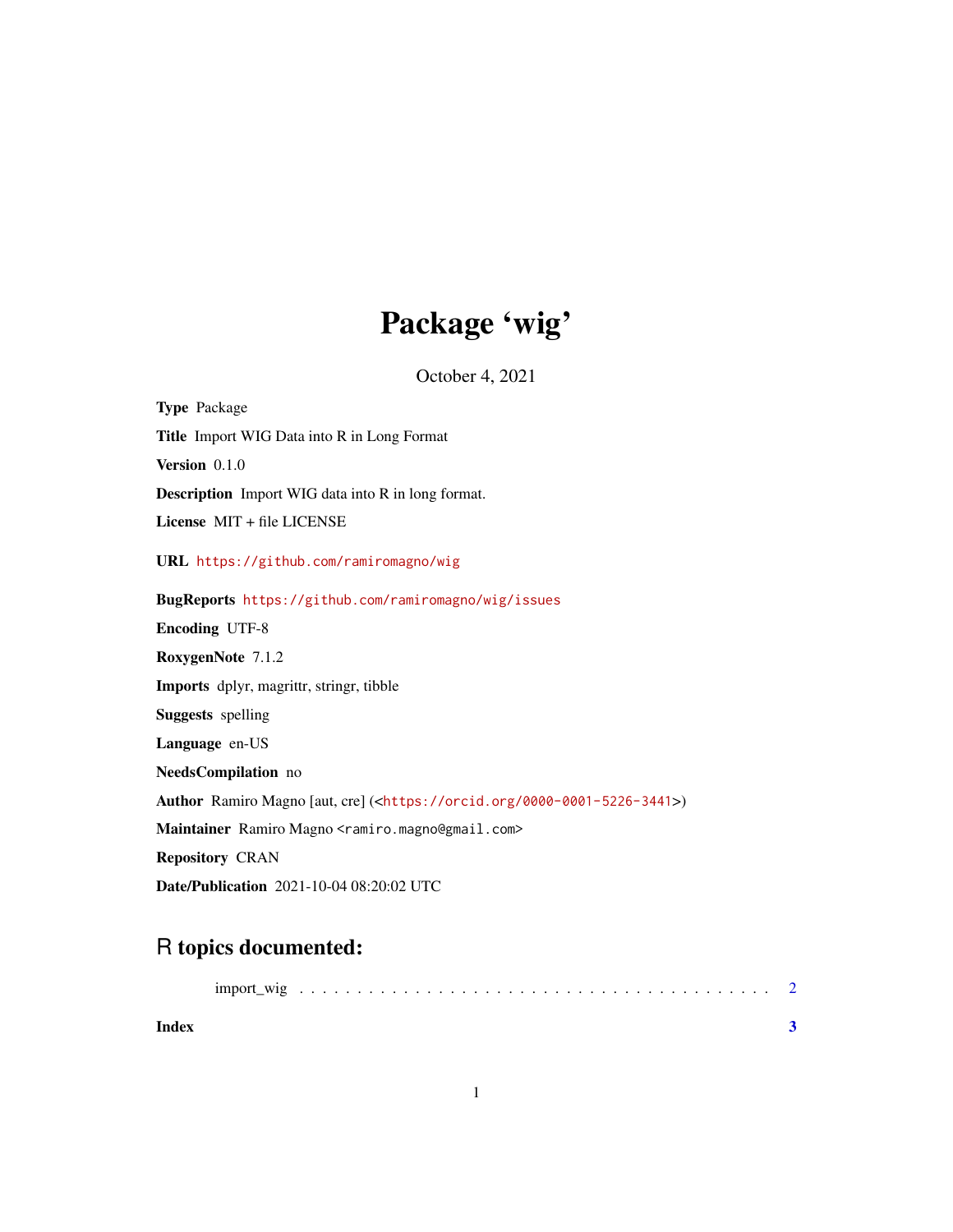# Package 'wig'

October 4, 2021

**Type** Package

**Title** Import WIG Data into R in Long Format

**Version** 0.1.0

**Description** Import WIG data into R in long format.

**License** MIT + file LICENSE

**URL** https://github.com/ramiromagno/wig

**BugReports** https://github.com/ramiromagno/wig/issues

**Encoding** UTF-8

**RoxygenNote** 7.1.2

**Imports** dplyr, magrittr, stringr, tibble

**Suggests** spelling

**Language** en-US

**NeedsCompilation** no

**Author** Ramiro Magno [aut, cre] (<https://orcid.org/0000-0001-5226-3441>)

**Maintainer** Ramiro Magno <ramiro.magno@gmail.com>

**Repository** CRAN

**Date/Publication** 2021-10-04 08:20:02 UTC

## R topics documented:

import_wig . . . . . . . . . . . . . . . . . . . . . . . . . . . . . . . . . . . . . . . . 2

**Index** **3**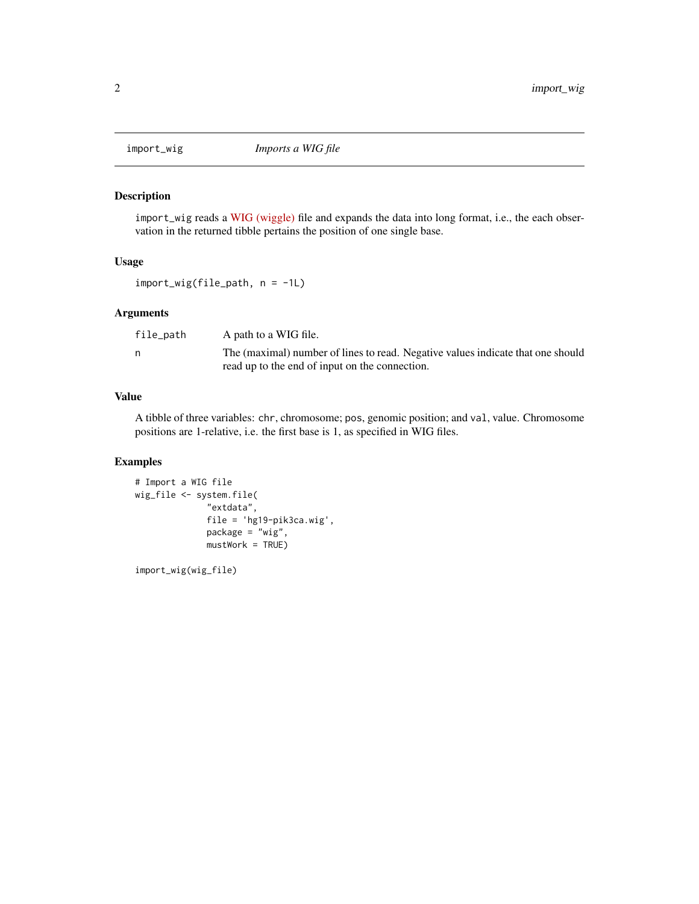# import_wig — *Imports a WIG file*

## Description

`import_wig` reads a WIG (wiggle) file and expands the data into long format, i.e., the each observation in the returned tibble pertains the position of one single base.

## Usage

```
import_wig(file_path, n = -1L)
```

## Arguments

| | |
|---|---|
| `file_path` | A path to a WIG file. |
| `n` | The (maximal) number of lines to read. Negative values indicate that one should read up to the end of input on the connection. |

## Value

A tibble of three variables: `chr`, chromosome; `pos`, genomic position; and `val`, value. Chromosome positions are 1-relative, i.e. the first base is 1, as specified in WIG files.

## Examples

```
# Import a WIG file
wig_file <- system.file(
              "extdata",
              file = 'hg19-pik3ca.wig',
              package = "wig",
              mustWork = TRUE)

import_wig(wig_file)
```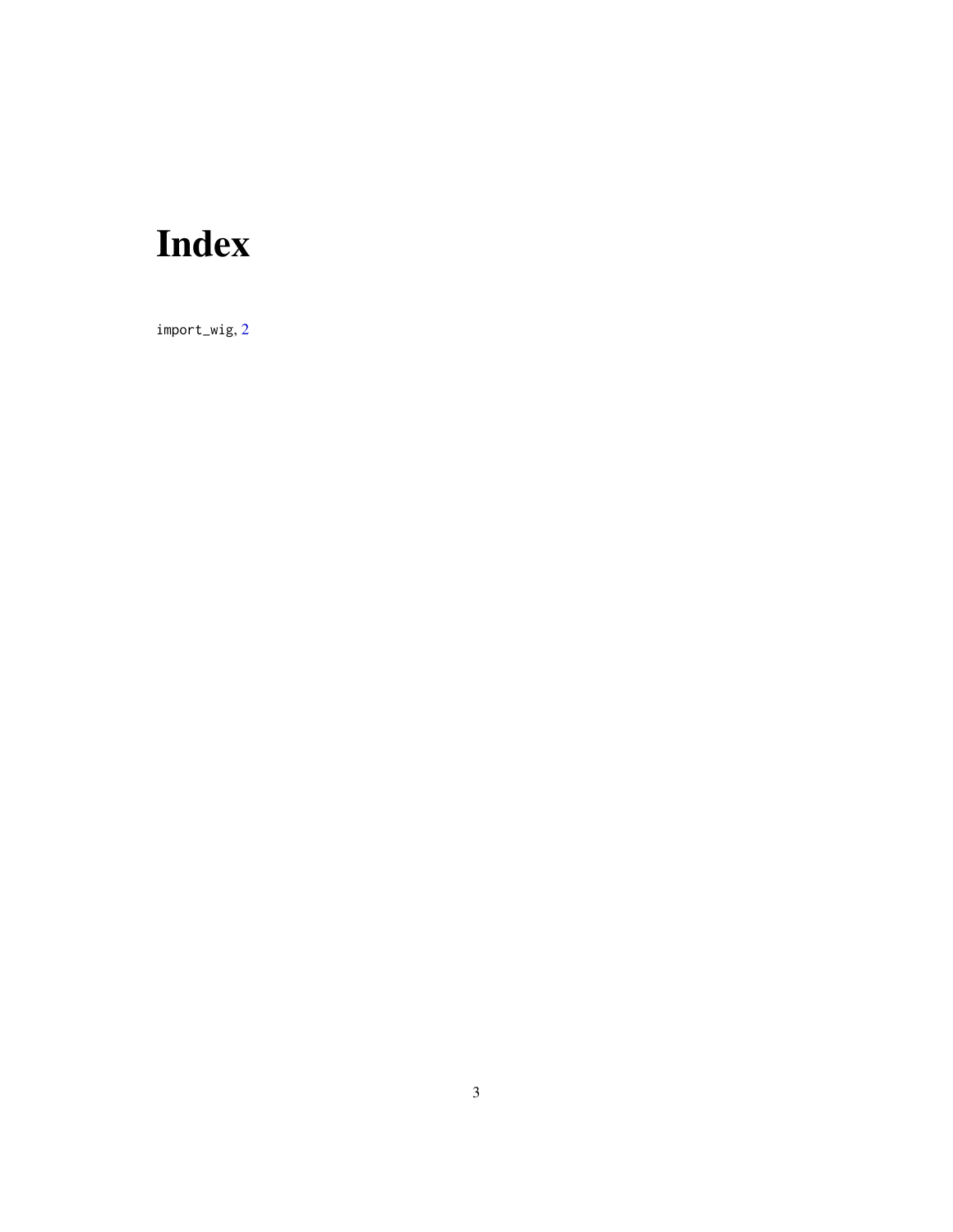# Index

import_wig, 2